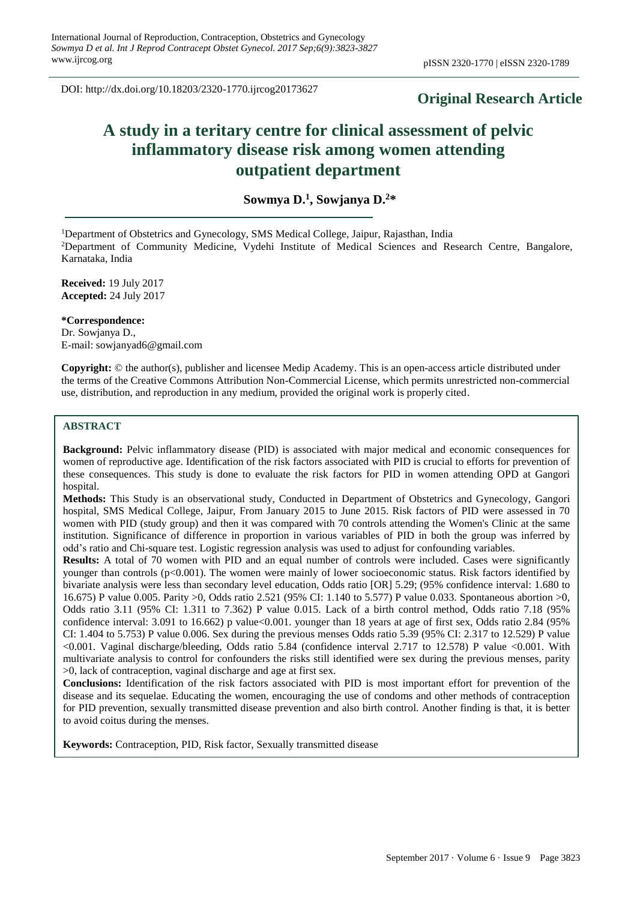DOI: http://dx.doi.org/10.18203/2320-1770.ijrcog20173627

**Original Research Article**

# A study in a teritary centre for clinical assessment of pelvic inflammatory disease risk among women attending outpatient department

**Sowmya D.[1], Sowjanya D.[2]***

[1]Department of Obstetrics and Gynecology, SMS Medical College, Jaipur, Rajasthan, India
[2]Department of Community Medicine, Vydehi Institute of Medical Sciences and Research Centre, Bangalore, Karnataka, India

**Received:** 19 July 2017
**Accepted:** 24 July 2017

**\*Correspondence:**
Dr. Sowjanya D.,
E-mail: sowjanyad6@gmail.com

**Copyright:** © the author(s), publisher and licensee Medip Academy. This is an open-access article distributed under the terms of the Creative Commons Attribution Non-Commercial License, which permits unrestricted non-commercial use, distribution, and reproduction in any medium, provided the original work is properly cited.

## ABSTRACT

**Background:** Pelvic inflammatory disease (PID) is associated with major medical and economic consequences for women of reproductive age. Identification of the risk factors associated with PID is crucial to efforts for prevention of these consequences. This study is done to evaluate the risk factors for PID in women attending OPD at Gangori hospital.

**Methods:** This Study is an observational study, Conducted in Department of Obstetrics and Gynecology, Gangori hospital, SMS Medical College, Jaipur, From January 2015 to June 2015. Risk factors of PID were assessed in 70 women with PID (study group) and then it was compared with 70 controls attending the Women's Clinic at the same institution. Significance of difference in proportion in various variables of PID in both the group was inferred by odd's ratio and Chi-square test. Logistic regression analysis was used to adjust for confounding variables.

**Results:** A total of 70 women with PID and an equal number of controls were included. Cases were significantly younger than controls ($p<0.001$). The women were mainly of lower socioeconomic status. Risk factors identified by bivariate analysis were less than secondary level education, Odds ratio [OR] 5.29; (95% confidence interval: 1.680 to 16.675) P value 0.005. Parity >0, Odds ratio 2.521 (95% CI: 1.140 to 5.577) P value 0.033. Spontaneous abortion >0, Odds ratio 3.11 (95% CI: 1.311 to 7.362) P value 0.015. Lack of a birth control method, Odds ratio 7.18 (95% confidence interval: 3.091 to 16.662) p value<0.001. younger than 18 years at age of first sex, Odds ratio 2.84 (95% CI: 1.404 to 5.753) P value 0.006. Sex during the previous menses Odds ratio 5.39 (95% CI: 2.317 to 12.529) P value <0.001. Vaginal discharge/bleeding, Odds ratio 5.84 (confidence interval 2.717 to 12.578) P value <0.001. With multivariate analysis to control for confounders the risks still identified were sex during the previous menses, parity >0, lack of contraception, vaginal discharge and age at first sex.

**Conclusions:** Identification of the risk factors associated with PID is most important effort for prevention of the disease and its sequelae. Educating the women, encouraging the use of condoms and other methods of contraception for PID prevention, sexually transmitted disease prevention and also birth control. Another finding is that, it is better to avoid coitus during the menses.

**Keywords:** Contraception, PID, Risk factor, Sexually transmitted disease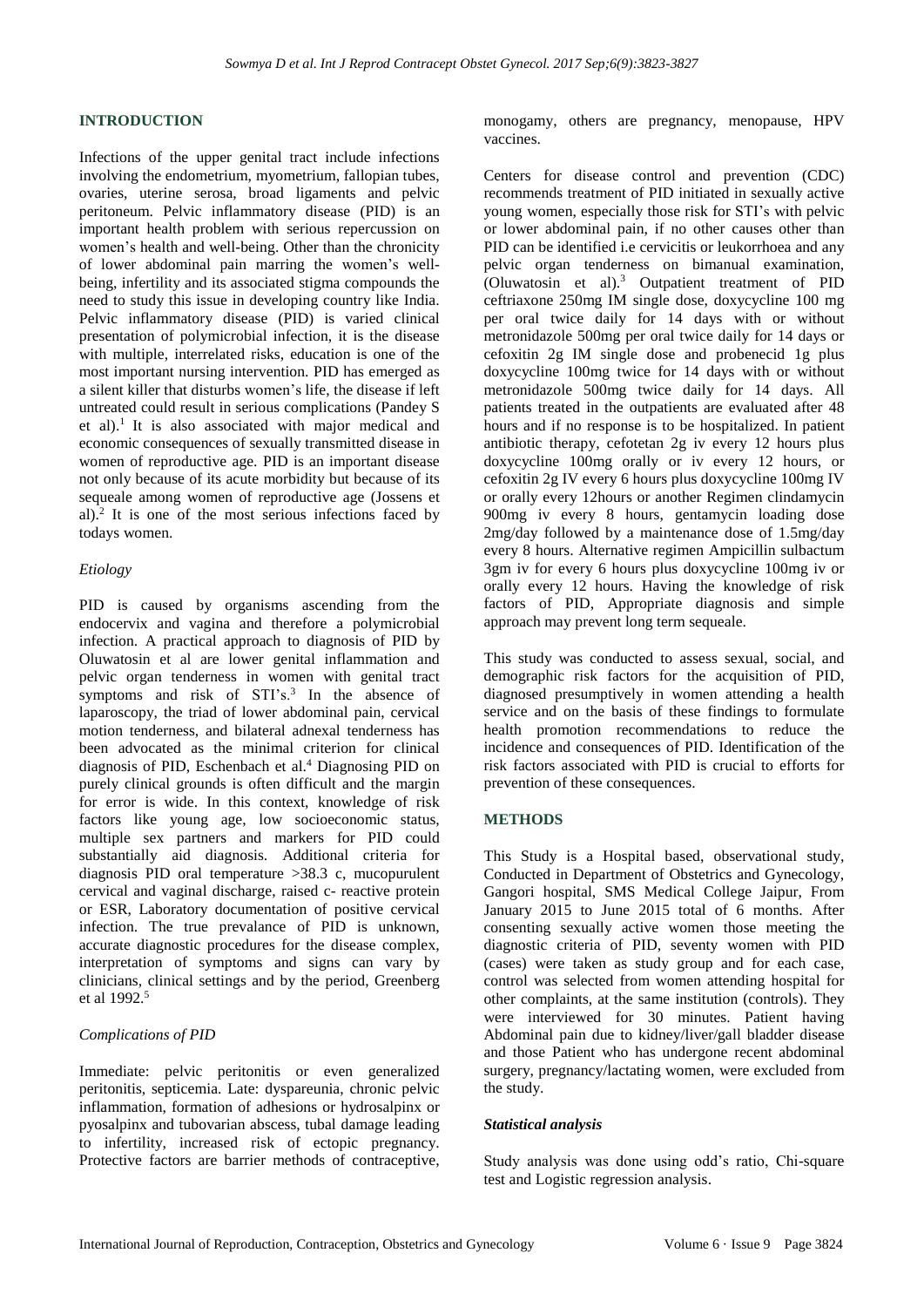## INTRODUCTION

Infections of the upper genital tract include infections involving the endometrium, myometrium, fallopian tubes, ovaries, uterine serosa, broad ligaments and pelvic peritoneum. Pelvic inflammatory disease (PID) is an important health problem with serious repercussion on women's health and well-being. Other than the chronicity of lower abdominal pain marring the women's well-being, infertility and its associated stigma compounds the need to study this issue in developing country like India. Pelvic inflammatory disease (PID) is varied clinical presentation of polymicrobial infection, it is the disease with multiple, interrelated risks, education is one of the most important nursing intervention. PID has emerged as a silent killer that disturbs women's life, the disease if left untreated could result in serious complications (Pandey S et al).[1] It is also associated with major medical and economic consequences of sexually transmitted disease in women of reproductive age. PID is an important disease not only because of its acute morbidity but because of its sequeale among women of reproductive age (Jossens et al).[2] It is one of the most serious infections faced by todays women.

### *Etiology*

PID is caused by organisms ascending from the endocervix and vagina and therefore a polymicrobial infection. A practical approach to diagnosis of PID by Oluwatosin et al are lower genital inflammation and pelvic organ tenderness in women with genital tract symptoms and risk of STI's.[3] In the absence of laparoscopy, the triad of lower abdominal pain, cervical motion tenderness, and bilateral adnexal tenderness has been advocated as the minimal criterion for clinical diagnosis of PID, Eschenbach et al.[4] Diagnosing PID on purely clinical grounds is often difficult and the margin for error is wide. In this context, knowledge of risk factors like young age, low socioeconomic status, multiple sex partners and markers for PID could substantially aid diagnosis. Additional criteria for diagnosis PID oral temperature >38.3 c, mucopurulent cervical and vaginal discharge, raised c- reactive protein or ESR, Laboratory documentation of positive cervical infection. The true prevalance of PID is unknown, accurate diagnostic procedures for the disease complex, interpretation of symptoms and signs can vary by clinicians, clinical settings and by the period, Greenberg et al 1992.[5]

### *Complications of PID*

Immediate: pelvic peritonitis or even generalized peritonitis, septicemia. Late: dyspareunia, chronic pelvic inflammation, formation of adhesions or hydrosalpinx or pyosalpinx and tubovarian abscess, tubal damage leading to infertility, increased risk of ectopic pregnancy. Protective factors are barrier methods of contraceptive, monogamy, others are pregnancy, menopause, HPV vaccines.

Centers for disease control and prevention (CDC) recommends treatment of PID initiated in sexually active young women, especially those risk for STI's with pelvic or lower abdominal pain, if no other causes other than PID can be identified i.e cervicitis or leukorrhoea and any pelvic organ tenderness on bimanual examination, (Oluwatosin et al).[3] Outpatient treatment of PID ceftriaxone 250mg IM single dose, doxycycline 100 mg per oral twice daily for 14 days with or without metronidazole 500mg per oral twice daily for 14 days or cefoxitin 2g IM single dose and probenecid 1g plus doxycycline 100mg twice for 14 days with or without metronidazole 500mg twice daily for 14 days. All patients treated in the outpatients are evaluated after 48 hours and if no response is to be hospitalized. In patient antibiotic therapy, cefotetan 2g iv every 12 hours plus doxycycline 100mg orally or iv every 12 hours, or cefoxitin 2g IV every 6 hours plus doxycycline 100mg IV or orally every 12hours or another Regimen clindamycin 900mg iv every 8 hours, gentamycin loading dose 2mg/day followed by a maintenance dose of 1.5mg/day every 8 hours. Alternative regimen Ampicillin sulbactum 3gm iv for every 6 hours plus doxycycline 100mg iv or orally every 12 hours. Having the knowledge of risk factors of PID, Appropriate diagnosis and simple approach may prevent long term sequeale.

This study was conducted to assess sexual, social, and demographic risk factors for the acquisition of PID, diagnosed presumptively in women attending a health service and on the basis of these findings to formulate health promotion recommendations to reduce the incidence and consequences of PID. Identification of the risk factors associated with PID is crucial to efforts for prevention of these consequences.

## METHODS

This Study is a Hospital based, observational study, Conducted in Department of Obstetrics and Gynecology, Gangori hospital, SMS Medical College Jaipur, From January 2015 to June 2015 total of 6 months. After consenting sexually active women those meeting the diagnostic criteria of PID, seventy women with PID (cases) were taken as study group and for each case, control was selected from women attending hospital for other complaints, at the same institution (controls). They were interviewed for 30 minutes. Patient having Abdominal pain due to kidney/liver/gall bladder disease and those Patient who has undergone recent abdominal surgery, pregnancy/lactating women, were excluded from the study.

### *Statistical analysis*

Study analysis was done using odd's ratio, Chi-square test and Logistic regression analysis.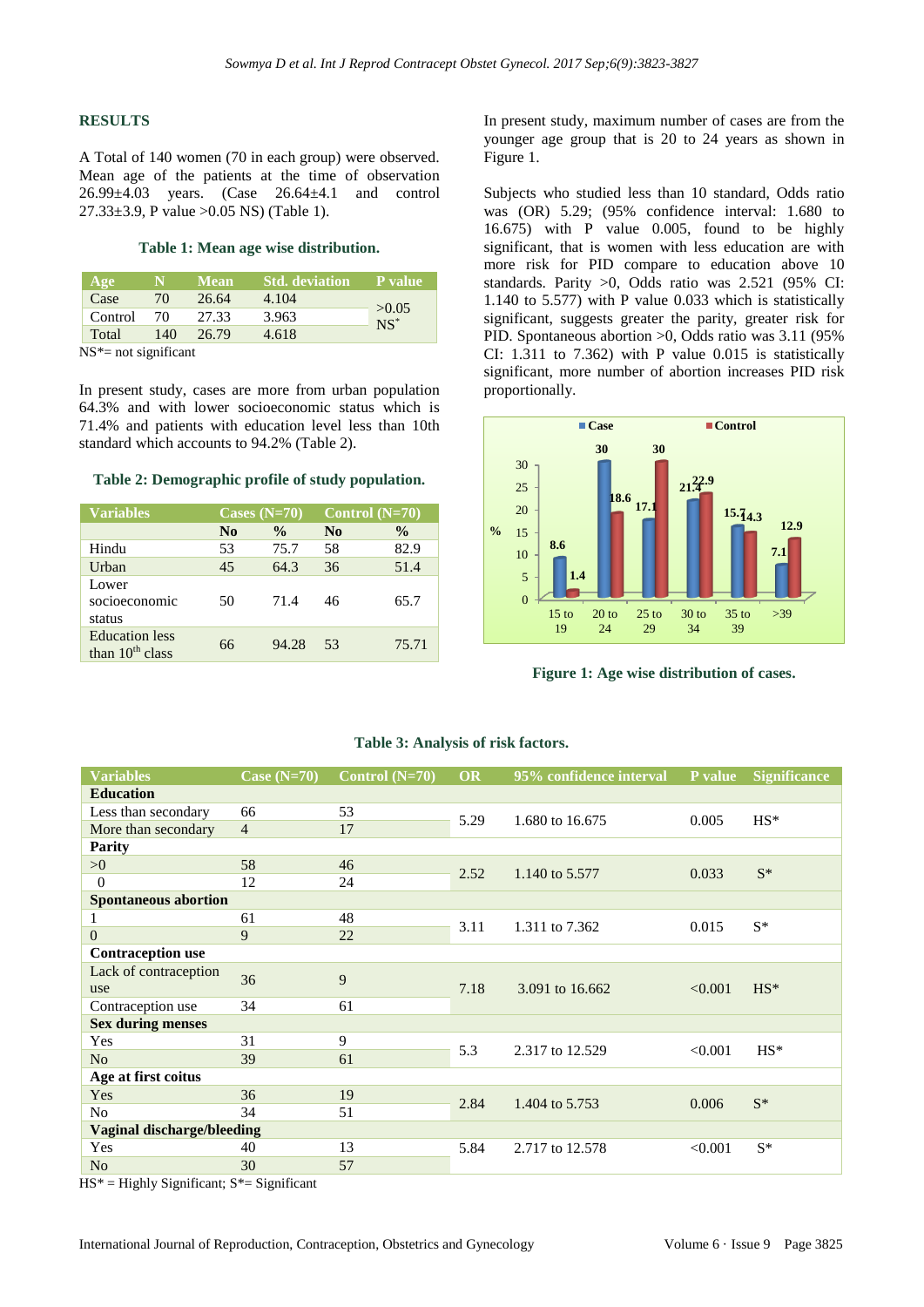## RESULTS

A Total of 140 women (70 in each group) were observed. Mean age of the patients at the time of observation 26.99±4.03 years. (Case 26.64±4.1 and control 27.33±3.9, P value >0.05 NS) (Table 1).

**Table 1: Mean age wise distribution.**

| Age | N | Mean | Std. deviation | P value |
|---|---|---|---|---|
| Case | 70 | 26.64 | 4.104 | >0.05 NS* |
| Control | 70 | 27.33 | 3.963 | |
| Total | 140 | 26.79 | 4.618 | |

NS*= not significant

In present study, cases are more from urban population 64.3% and with lower socioeconomic status which is 71.4% and patients with education level less than 10th standard which accounts to 94.2% (Table 2).

**Table 2: Demographic profile of study population.**

| Variables | Cases (N=70) | | Control (N=70) | |
|---|---|---|---|---|
| | No | % | No | % |
| Hindu | 53 | 75.7 | 58 | 82.9 |
| Urban | 45 | 64.3 | 36 | 51.4 |
| Lower socioeconomic status | 50 | 71.4 | 46 | 65.7 |
| Education less than 10th class | 66 | 94.28 | 53 | 75.71 |

In present study, maximum number of cases are from the younger age group that is 20 to 24 years as shown in Figure 1.

Subjects who studied less than 10 standard, Odds ratio was (OR) 5.29; (95% confidence interval: 1.680 to 16.675) with P value 0.005, found to be highly significant, that is women with less education are with more risk for PID compare to education above 10 standards. Parity >0, Odds ratio was 2.521 (95% CI: 1.140 to 5.577) with P value 0.033 which is statistically significant, suggests greater the parity, greater risk for PID. Spontaneous abortion >0, Odds ratio was 3.11 (95% CI: 1.311 to 7.362) with P value 0.015 is statistically significant, more number of abortion increases PID risk proportionally.

| Age group | Case (%) | Control (%) |
|---|---|---|
| 15 to 19 | 8.6 | 1.4 |
| 20 to 24 | 30 | 18.6 |
| 25 to 29 | 17.1 | 30 |
| 30 to 34 | 21.4 | 22.9 |
| 35 to 39 | 15.7 | 14.3 |
| >39 | 7.1 | 12.9 |

**Figure 1: Age wise distribution of cases.**

**Table 3: Analysis of risk factors.**

| Variables | Case (N=70) | Control (N=70) | OR | 95% confidence interval | P value | Significance |
|---|---|---|---|---|---|---|
| **Education** | | | | | | |
| Less than secondary | 66 | 53 | 5.29 | 1.680 to 16.675 | 0.005 | HS* |
| More than secondary | 4 | 17 | | | | |
| **Parity** | | | | | | |
| >0 | 58 | 46 | 2.52 | 1.140 to 5.577 | 0.033 | S* |
| 0 | 12 | 24 | | | | |
| **Spontaneous abortion** | | | | | | |
| 1 | 61 | 48 | 3.11 | 1.311 to 7.362 | 0.015 | S* |
| 0 | 9 | 22 | | | | |
| **Contraception use** | | | | | | |
| Lack of contraception use | 36 | 9 | 7.18 | 3.091 to 16.662 | <0.001 | HS* |
| Contraception use | 34 | 61 | | | | |
| **Sex during menses** | | | | | | |
| Yes | 31 | 9 | 5.3 | 2.317 to 12.529 | <0.001 | HS* |
| No | 39 | 61 | | | | |
| **Age at first coitus** | | | | | | |
| Yes | 36 | 19 | 2.84 | 1.404 to 5.753 | 0.006 | S* |
| No | 34 | 51 | | | | |
| **Vaginal discharge/bleeding** | | | | | | |
| Yes | 40 | 13 | 5.84 | 2.717 to 12.578 | <0.001 | S* |
| No | 30 | 57 | | | | |

HS* = Highly Significant; S*= Significant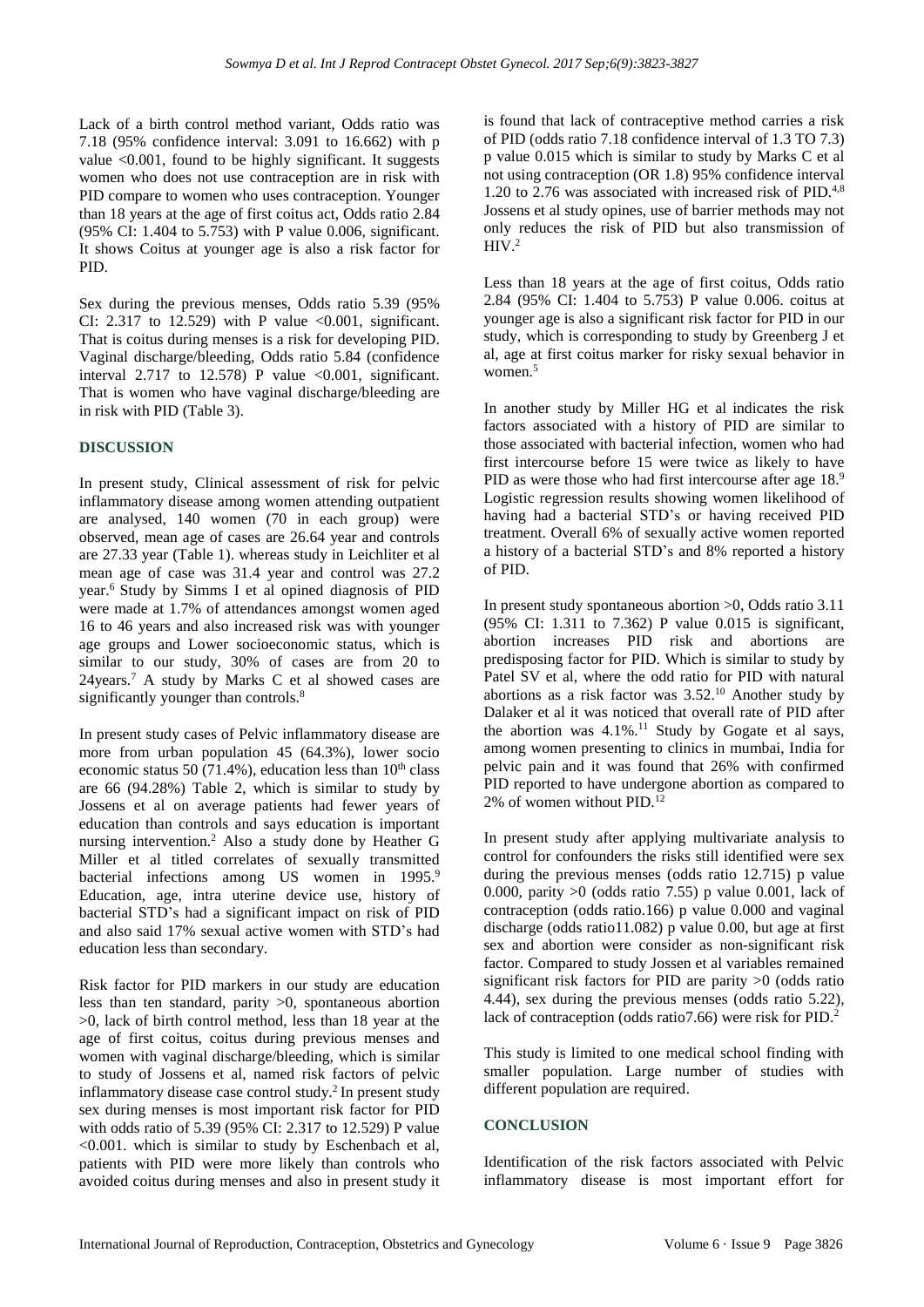Lack of a birth control method variant, Odds ratio was 7.18 (95% confidence interval: 3.091 to 16.662) with p value <0.001, found to be highly significant. It suggests women who does not use contraception are in risk with PID compare to women who uses contraception. Younger than 18 years at the age of first coitus act, Odds ratio 2.84 (95% CI: 1.404 to 5.753) with P value 0.006, significant. It shows Coitus at younger age is also a risk factor for PID.

Sex during the previous menses, Odds ratio 5.39 (95% CI: 2.317 to 12.529) with P value <0.001, significant. That is coitus during menses is a risk for developing PID. Vaginal discharge/bleeding, Odds ratio 5.84 (confidence interval 2.717 to 12.578) P value <0.001, significant. That is women who have vaginal discharge/bleeding are in risk with PID (Table 3).

## DISCUSSION

In present study, Clinical assessment of risk for pelvic inflammatory disease among women attending outpatient are analysed, 140 women (70 in each group) were observed, mean age of cases are 26.64 year and controls are 27.33 year (Table 1). whereas study in Leichliter et al mean age of case was 31.4 year and control was 27.2 year.[6] Study by Simms I et al opined diagnosis of PID were made at 1.7% of attendances amongst women aged 16 to 46 years and also increased risk was with younger age groups and Lower socioeconomic status, which is similar to our study, 30% of cases are from 20 to 24years.[7] A study by Marks C et al showed cases are significantly younger than controls.[8]

In present study cases of Pelvic inflammatory disease are more from urban population 45 (64.3%), lower socio economic status 50 (71.4%), education less than 10th class are 66 (94.28%) Table 2, which is similar to study by Jossens et al on average patients had fewer years of education than controls and says education is important nursing intervention.[2] Also a study done by Heather G Miller et al titled correlates of sexually transmitted bacterial infections among US women in 1995.[9] Education, age, intra uterine device use, history of bacterial STD's had a significant impact on risk of PID and also said 17% sexual active women with STD's had education less than secondary.

Risk factor for PID markers in our study are education less than ten standard, parity >0, spontaneous abortion >0, lack of birth control method, less than 18 year at the age of first coitus, coitus during previous menses and women with vaginal discharge/bleeding, which is similar to study of Jossens et al, named risk factors of pelvic inflammatory disease case control study.[2] In present study sex during menses is most important risk factor for PID with odds ratio of 5.39 (95% CI: 2.317 to 12.529) P value <0.001. which is similar to study by Eschenbach et al, patients with PID were more likely than controls who avoided coitus during menses and also in present study it is found that lack of contraceptive method carries a risk of PID (odds ratio 7.18 confidence interval of 1.3 TO 7.3) p value 0.015 which is similar to study by Marks C et al not using contraception (OR 1.8) 95% confidence interval 1.20 to 2.76 was associated with increased risk of PID.[4,8] Jossens et al study opines, use of barrier methods may not only reduces the risk of PID but also transmission of HIV.[2]

Less than 18 years at the age of first coitus, Odds ratio 2.84 (95% CI: 1.404 to 5.753) P value 0.006. coitus at younger age is also a significant risk factor for PID in our study, which is corresponding to study by Greenberg J et al, age at first coitus marker for risky sexual behavior in women.[5]

In another study by Miller HG et al indicates the risk factors associated with a history of PID are similar to those associated with bacterial infection, women who had first intercourse before 15 were twice as likely to have PID as were those who had first intercourse after age 18.[9] Logistic regression results showing women likelihood of having had a bacterial STD's or having received PID treatment. Overall 6% of sexually active women reported a history of a bacterial STD's and 8% reported a history of PID.

In present study spontaneous abortion >0, Odds ratio 3.11 (95% CI: 1.311 to 7.362) P value 0.015 is significant, abortion increases PID risk and abortions are predisposing factor for PID. Which is similar to study by Patel SV et al, where the odd ratio for PID with natural abortions as a risk factor was 3.52.[10] Another study by Dalaker et al it was noticed that overall rate of PID after the abortion was 4.1%.[11] Study by Gogate et al says, among women presenting to clinics in mumbai, India for pelvic pain and it was found that 26% with confirmed PID reported to have undergone abortion as compared to 2% of women without PID.[12]

In present study after applying multivariate analysis to control for confounders the risks still identified were sex during the previous menses (odds ratio 12.715) p value 0.000, parity >0 (odds ratio 7.55) p value 0.001, lack of contraception (odds ratio.166) p value 0.000 and vaginal discharge (odds ratio11.082) p value 0.00, but age at first sex and abortion were consider as non-significant risk factor. Compared to study Jossen et al variables remained significant risk factors for PID are parity >0 (odds ratio 4.44), sex during the previous menses (odds ratio 5.22), lack of contraception (odds ratio7.66) were risk for PID.[2]

This study is limited to one medical school finding with smaller population. Large number of studies with different population are required.

## CONCLUSION

Identification of the risk factors associated with Pelvic inflammatory disease is most important effort for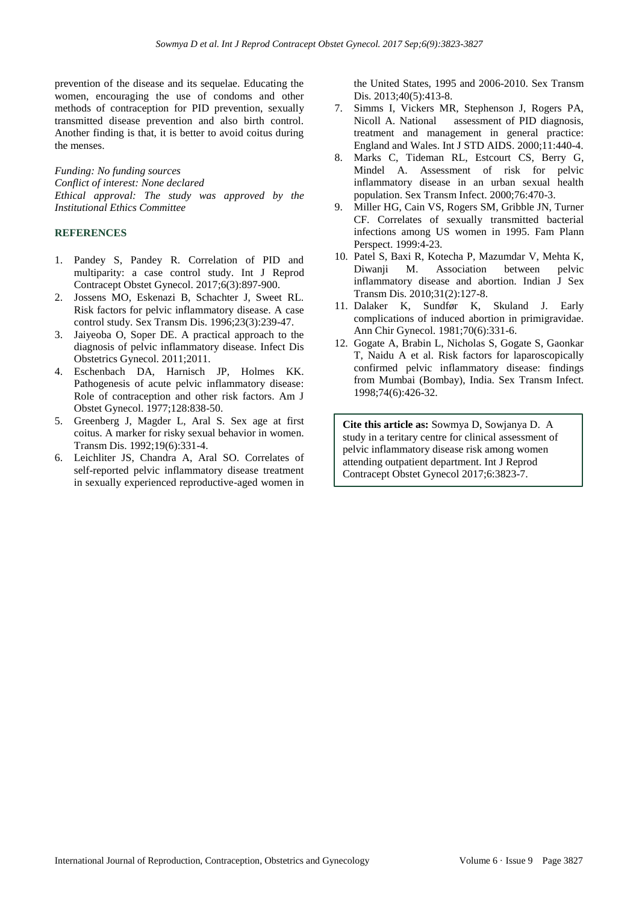prevention of the disease and its sequelae. Educating the women, encouraging the use of condoms and other methods of contraception for PID prevention, sexually transmitted disease prevention and also birth control. Another finding is that, it is better to avoid coitus during the menses.

*Funding: No funding sources*
*Conflict of interest: None declared*
*Ethical approval: The study was approved by the Institutional Ethics Committee*

## REFERENCES

1. Pandey S, Pandey R. Correlation of PID and multiparity: a case control study. Int J Reprod Contracept Obstet Gynecol. 2017;6(3):897-900.
2. Jossens MO, Eskenazi B, Schachter J, Sweet RL. Risk factors for pelvic inflammatory disease. A case control study. Sex Transm Dis. 1996;23(3):239-47.
3. Jaiyeoba O, Soper DE. A practical approach to the diagnosis of pelvic inflammatory disease. Infect Dis Obstetrics Gynecol. 2011;2011.
4. Eschenbach DA, Harnisch JP, Holmes KK. Pathogenesis of acute pelvic inflammatory disease: Role of contraception and other risk factors. Am J Obstet Gynecol. 1977;128:838-50.
5. Greenberg J, Magder L, Aral S. Sex age at first coitus. A marker for risky sexual behavior in women. Transm Dis. 1992;19(6):331-4.
6. Leichliter JS, Chandra A, Aral SO. Correlates of self-reported pelvic inflammatory disease treatment in sexually experienced reproductive-aged women in the United States, 1995 and 2006-2010. Sex Transm Dis. 2013;40(5):413-8.
7. Simms I, Vickers MR, Stephenson J, Rogers PA, Nicoll A. National assessment of PID diagnosis, treatment and management in general practice: England and Wales. Int J STD AIDS. 2000;11:440-4.
8. Marks C, Tideman RL, Estcourt CS, Berry G, Mindel A. Assessment of risk for pelvic inflammatory disease in an urban sexual health population. Sex Transm Infect. 2000;76:470-3.
9. Miller HG, Cain VS, Rogers SM, Gribble JN, Turner CF. Correlates of sexually transmitted bacterial infections among US women in 1995. Fam Plann Perspect. 1999:4-23.
10. Patel S, Baxi R, Kotecha P, Mazumdar V, Mehta K, Diwanji M. Association between pelvic inflammatory disease and abortion. Indian J Sex Transm Dis. 2010;31(2):127-8.
11. Dalaker K, Sundfør K, Skuland J. Early complications of induced abortion in primigravidae. Ann Chir Gynecol. 1981;70(6):331-6.
12. Gogate A, Brabin L, Nicholas S, Gogate S, Gaonkar T, Naidu A et al. Risk factors for laparoscopically confirmed pelvic inflammatory disease: findings from Mumbai (Bombay), India. Sex Transm Infect. 1998;74(6):426-32.

**Cite this article as:** Sowmya D, Sowjanya D. A study in a teritary centre for clinical assessment of pelvic inflammatory disease risk among women attending outpatient department. Int J Reprod Contracept Obstet Gynecol 2017;6:3823-7.